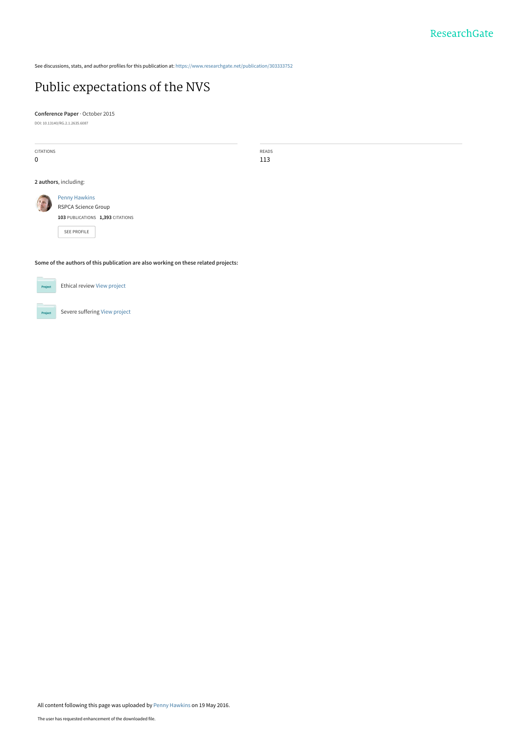See discussions, stats, and author profiles for this publication at: https://www.researchgate.net/publication/303333752

# Public expectations of the NVS

**Conference Paper** · October 2015

DOI: 10.13140/RG.2.1.2635.6087

| CITATIONS | READS |
|---|---|
| 0 | 113 |

**2 authors**, including:

Penny Hawkins
RSPCA Science Group
**103** PUBLICATIONS **1,393** CITATIONS

SEE PROFILE

**Some of the authors of this publication are also working on these related projects:**

Ethical review View project

Severe suffering View project

All content following this page was uploaded by Penny Hawkins on 19 May 2016.

The user has requested enhancement of the downloaded file.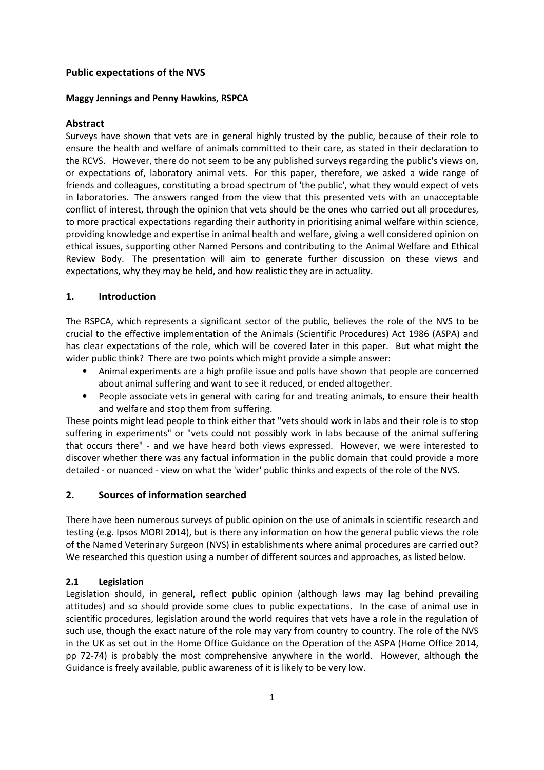## Public expectations of the NVS

**Maggy Jennings and Penny Hawkins, RSPCA**

### Abstract

Surveys have shown that vets are in general highly trusted by the public, because of their role to ensure the health and welfare of animals committed to their care, as stated in their declaration to the RCVS. However, there do not seem to be any published surveys regarding the public's views on, or expectations of, laboratory animal vets. For this paper, therefore, we asked a wide range of friends and colleagues, constituting a broad spectrum of 'the public', what they would expect of vets in laboratories. The answers ranged from the view that this presented vets with an unacceptable conflict of interest, through the opinion that vets should be the ones who carried out all procedures, to more practical expectations regarding their authority in prioritising animal welfare within science, providing knowledge and expertise in animal health and welfare, giving a well considered opinion on ethical issues, supporting other Named Persons and contributing to the Animal Welfare and Ethical Review Body. The presentation will aim to generate further discussion on these views and expectations, why they may be held, and how realistic they are in actuality.

### 1. Introduction

The RSPCA, which represents a significant sector of the public, believes the role of the NVS to be crucial to the effective implementation of the Animals (Scientific Procedures) Act 1986 (ASPA) and has clear expectations of the role, which will be covered later in this paper. But what might the wider public think? There are two points which might provide a simple answer:

- Animal experiments are a high profile issue and polls have shown that people are concerned about animal suffering and want to see it reduced, or ended altogether.
- People associate vets in general with caring for and treating animals, to ensure their health and welfare and stop them from suffering.

These points might lead people to think either that "vets should work in labs and their role is to stop suffering in experiments" or "vets could not possibly work in labs because of the animal suffering that occurs there" - and we have heard both views expressed. However, we were interested to discover whether there was any factual information in the public domain that could provide a more detailed - or nuanced - view on what the 'wider' public thinks and expects of the role of the NVS.

### 2. Sources of information searched

There have been numerous surveys of public opinion on the use of animals in scientific research and testing (e.g. Ipsos MORI 2014), but is there any information on how the general public views the role of the Named Veterinary Surgeon (NVS) in establishments where animal procedures are carried out? We researched this question using a number of different sources and approaches, as listed below.

#### 2.1 Legislation

Legislation should, in general, reflect public opinion (although laws may lag behind prevailing attitudes) and so should provide some clues to public expectations. In the case of animal use in scientific procedures, legislation around the world requires that vets have a role in the regulation of such use, though the exact nature of the role may vary from country to country. The role of the NVS in the UK as set out in the Home Office Guidance on the Operation of the ASPA (Home Office 2014, pp 72-74) is probably the most comprehensive anywhere in the world. However, although the Guidance is freely available, public awareness of it is likely to be very low.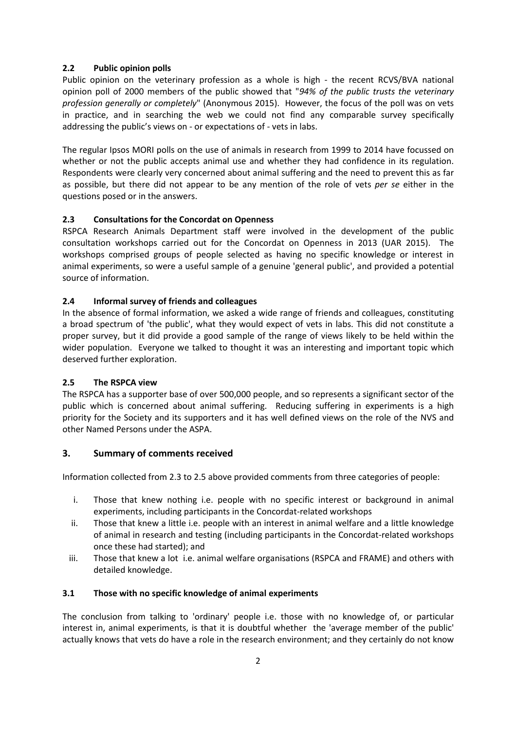### 2.2 Public opinion polls

Public opinion on the veterinary profession as a whole is high - the recent RCVS/BVA national opinion poll of 2000 members of the public showed that "*94% of the public trusts the veterinary profession generally or completely*" (Anonymous 2015). However, the focus of the poll was on vets in practice, and in searching the web we could not find any comparable survey specifically addressing the public's views on - or expectations of - vets in labs.

The regular Ipsos MORI polls on the use of animals in research from 1999 to 2014 have focussed on whether or not the public accepts animal use and whether they had confidence in its regulation. Respondents were clearly very concerned about animal suffering and the need to prevent this as far as possible, but there did not appear to be any mention of the role of vets *per se* either in the questions posed or in the answers.

### 2.3 Consultations for the Concordat on Openness

RSPCA Research Animals Department staff were involved in the development of the public consultation workshops carried out for the Concordat on Openness in 2013 (UAR 2015). The workshops comprised groups of people selected as having no specific knowledge or interest in animal experiments, so were a useful sample of a genuine 'general public', and provided a potential source of information.

### 2.4 Informal survey of friends and colleagues

In the absence of formal information, we asked a wide range of friends and colleagues, constituting a broad spectrum of 'the public', what they would expect of vets in labs. This did not constitute a proper survey, but it did provide a good sample of the range of views likely to be held within the wider population. Everyone we talked to thought it was an interesting and important topic which deserved further exploration.

### 2.5 The RSPCA view

The RSPCA has a supporter base of over 500,000 people, and so represents a significant sector of the public which is concerned about animal suffering. Reducing suffering in experiments is a high priority for the Society and its supporters and it has well defined views on the role of the NVS and other Named Persons under the ASPA.

## 3. Summary of comments received

Information collected from 2.3 to 2.5 above provided comments from three categories of people:

i. Those that knew nothing i.e. people with no specific interest or background in animal experiments, including participants in the Concordat-related workshops
ii. Those that knew a little i.e. people with an interest in animal welfare and a little knowledge of animal in research and testing (including participants in the Concordat-related workshops once these had started); and
iii. Those that knew a lot i.e. animal welfare organisations (RSPCA and FRAME) and others with detailed knowledge.

### 3.1 Those with no specific knowledge of animal experiments

The conclusion from talking to 'ordinary' people i.e. those with no knowledge of, or particular interest in, animal experiments, is that it is doubtful whether the 'average member of the public' actually knows that vets do have a role in the research environment; and they certainly do not know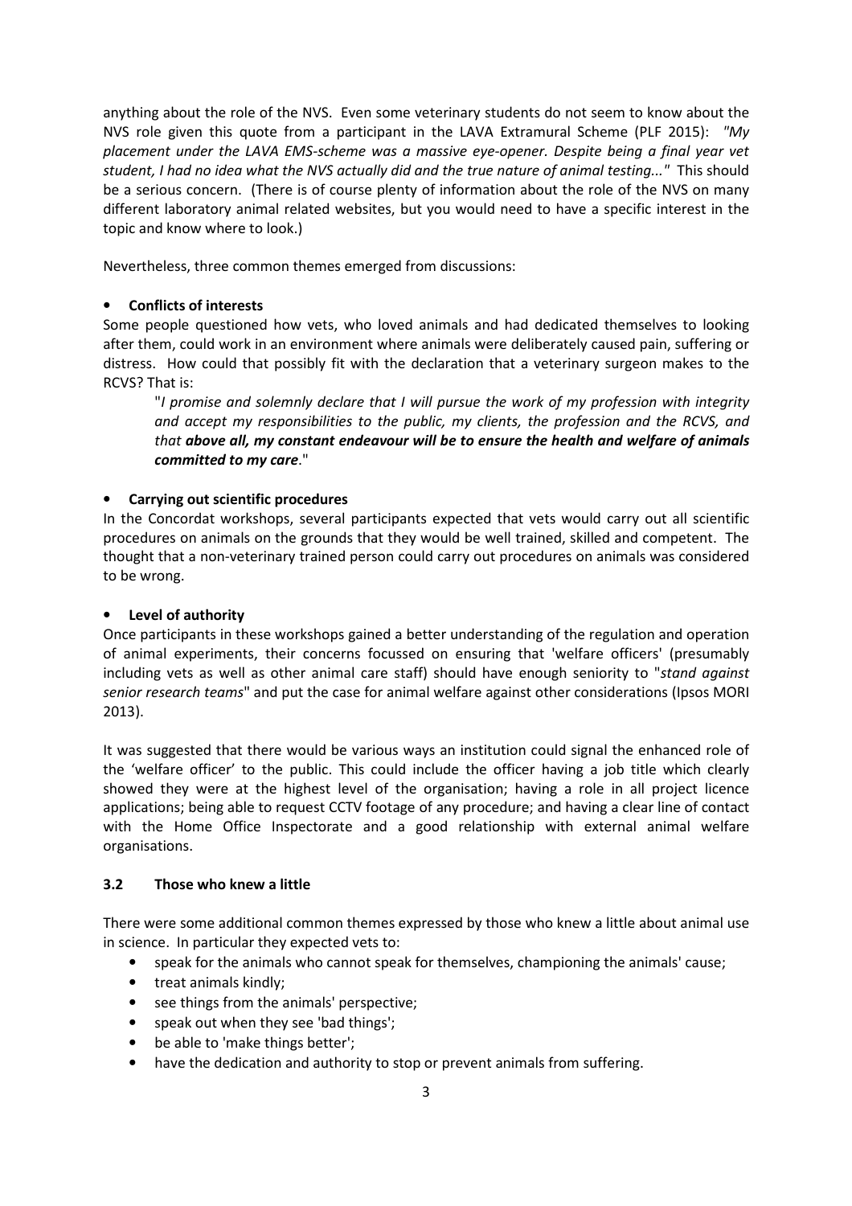anything about the role of the NVS. Even some veterinary students do not seem to know about the NVS role given this quote from a participant in the LAVA Extramural Scheme (PLF 2015): *"My placement under the LAVA EMS-scheme was a massive eye-opener. Despite being a final year vet student, I had no idea what the NVS actually did and the true nature of animal testing..."* This should be a serious concern. (There is of course plenty of information about the role of the NVS on many different laboratory animal related websites, but you would need to have a specific interest in the topic and know where to look.)

Nevertheless, three common themes emerged from discussions:

- **Conflicts of interests**

Some people questioned how vets, who loved animals and had dedicated themselves to looking after them, could work in an environment where animals were deliberately caused pain, suffering or distress. How could that possibly fit with the declaration that a veterinary surgeon makes to the RCVS? That is:

> "*I promise and solemnly declare that I will pursue the work of my profession with integrity and accept my responsibilities to the public, my clients, the profession and the RCVS, and that* ***above all, my constant endeavour will be to ensure the health and welfare of animals committed to my care***."

- **Carrying out scientific procedures**

In the Concordat workshops, several participants expected that vets would carry out all scientific procedures on animals on the grounds that they would be well trained, skilled and competent. The thought that a non-veterinary trained person could carry out procedures on animals was considered to be wrong.

- **Level of authority**

Once participants in these workshops gained a better understanding of the regulation and operation of animal experiments, their concerns focussed on ensuring that 'welfare officers' (presumably including vets as well as other animal care staff) should have enough seniority to "*stand against senior research teams*" and put the case for animal welfare against other considerations (Ipsos MORI 2013).

It was suggested that there would be various ways an institution could signal the enhanced role of the 'welfare officer' to the public. This could include the officer having a job title which clearly showed they were at the highest level of the organisation; having a role in all project licence applications; being able to request CCTV footage of any procedure; and having a clear line of contact with the Home Office Inspectorate and a good relationship with external animal welfare organisations.

### 3.2 Those who knew a little

There were some additional common themes expressed by those who knew a little about animal use in science. In particular they expected vets to:

- speak for the animals who cannot speak for themselves, championing the animals' cause;
- treat animals kindly;
- see things from the animals' perspective;
- speak out when they see 'bad things';
- be able to 'make things better';
- have the dedication and authority to stop or prevent animals from suffering.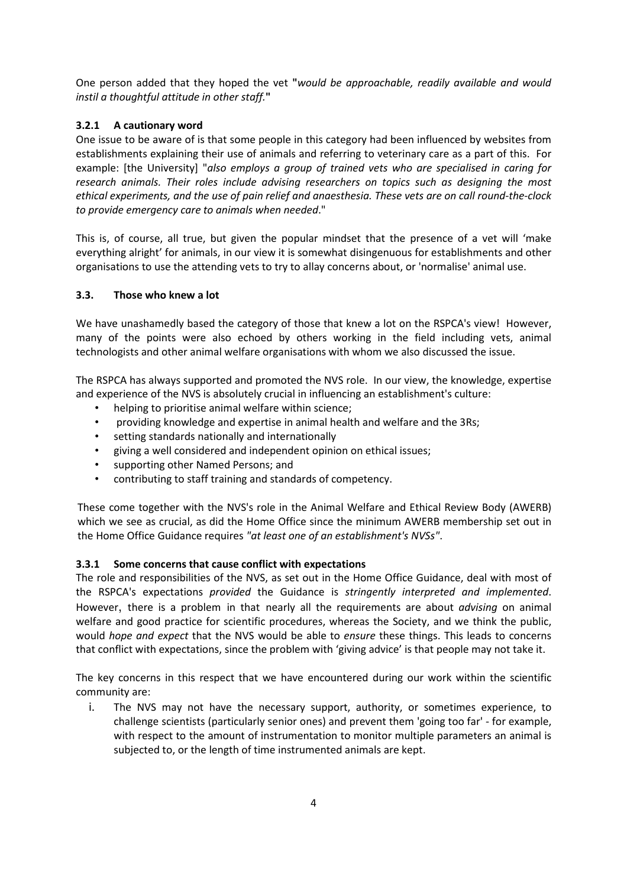One person added that they hoped the vet **"***would be approachable, readily available and would instil a thoughtful attitude in other staff.***"**

### 3.2.1 A cautionary word

One issue to be aware of is that some people in this category had been influenced by websites from establishments explaining their use of animals and referring to veterinary care as a part of this. For example: [the University] "*also employs a group of trained vets who are specialised in caring for research animals. Their roles include advising researchers on topics such as designing the most ethical experiments, and the use of pain relief and anaesthesia. These vets are on call round-the-clock to provide emergency care to animals when needed*."

This is, of course, all true, but given the popular mindset that the presence of a vet will 'make everything alright' for animals, in our view it is somewhat disingenuous for establishments and other organisations to use the attending vets to try to allay concerns about, or 'normalise' animal use.

## 3.3. Those who knew a lot

We have unashamedly based the category of those that knew a lot on the RSPCA's view! However, many of the points were also echoed by others working in the field including vets, animal technologists and other animal welfare organisations with whom we also discussed the issue.

The RSPCA has always supported and promoted the NVS role. In our view, the knowledge, expertise and experience of the NVS is absolutely crucial in influencing an establishment's culture:

- helping to prioritise animal welfare within science;
- providing knowledge and expertise in animal health and welfare and the 3Rs;
- setting standards nationally and internationally
- giving a well considered and independent opinion on ethical issues;
- supporting other Named Persons; and
- contributing to staff training and standards of competency.

These come together with the NVS's role in the Animal Welfare and Ethical Review Body (AWERB) which we see as crucial, as did the Home Office since the minimum AWERB membership set out in the Home Office Guidance requires *"at least one of an establishment's NVSs"*.

### 3.3.1 Some concerns that cause conflict with expectations

The role and responsibilities of the NVS, as set out in the Home Office Guidance, deal with most of the RSPCA's expectations *provided* the Guidance is *stringently interpreted and implemented*. However, there is a problem in that nearly all the requirements are about *advising* on animal welfare and good practice for scientific procedures, whereas the Society, and we think the public, would *hope and expect* that the NVS would be able to *ensure* these things. This leads to concerns that conflict with expectations, since the problem with 'giving advice' is that people may not take it.

The key concerns in this respect that we have encountered during our work within the scientific community are:

i. The NVS may not have the necessary support, authority, or sometimes experience, to challenge scientists (particularly senior ones) and prevent them 'going too far' - for example, with respect to the amount of instrumentation to monitor multiple parameters an animal is subjected to, or the length of time instrumented animals are kept.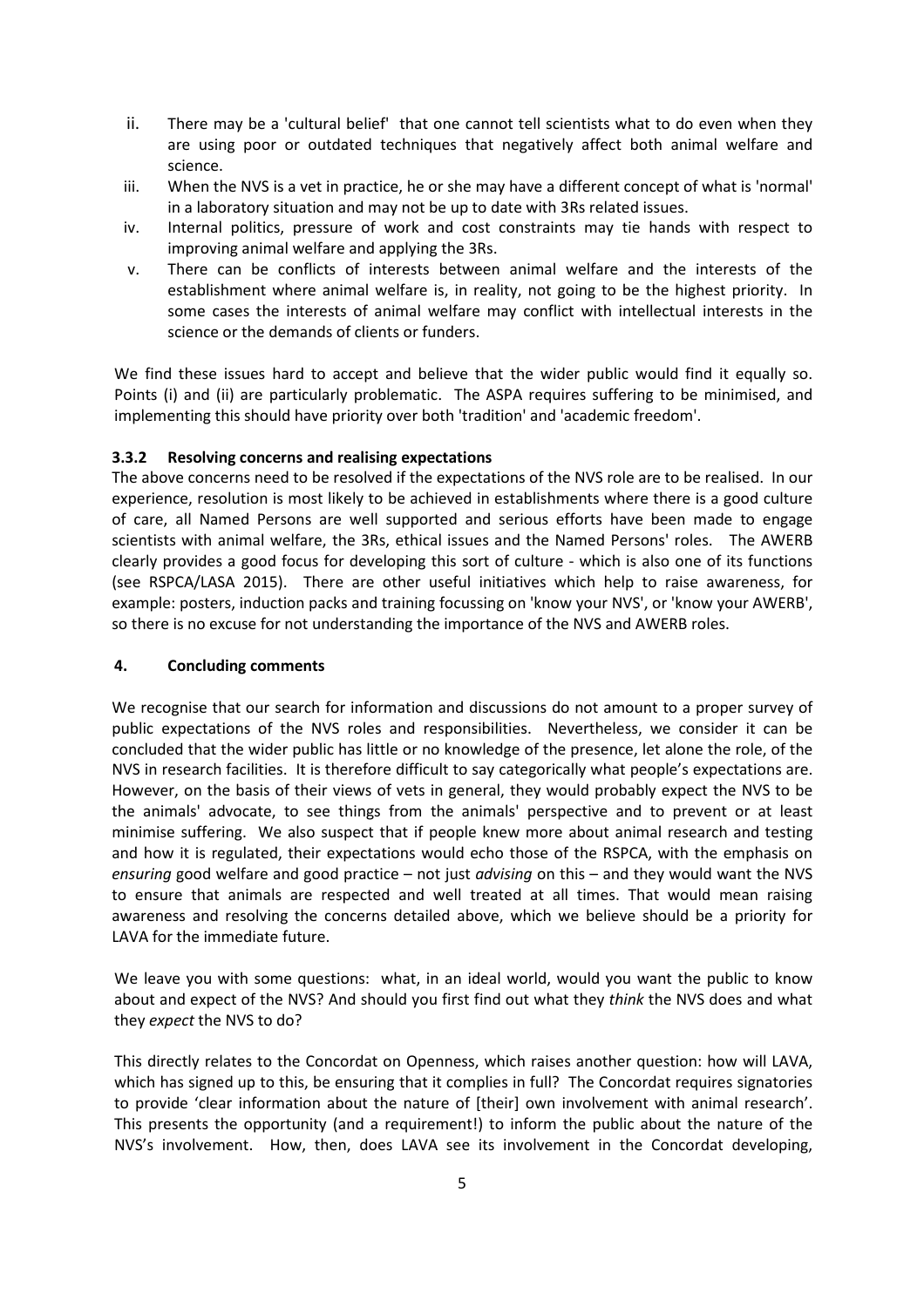ii. There may be a 'cultural belief' that one cannot tell scientists what to do even when they are using poor or outdated techniques that negatively affect both animal welfare and science.

iii. When the NVS is a vet in practice, he or she may have a different concept of what is 'normal' in a laboratory situation and may not be up to date with 3Rs related issues.

iv. Internal politics, pressure of work and cost constraints may tie hands with respect to improving animal welfare and applying the 3Rs.

v. There can be conflicts of interests between animal welfare and the interests of the establishment where animal welfare is, in reality, not going to be the highest priority. In some cases the interests of animal welfare may conflict with intellectual interests in the science or the demands of clients or funders.

We find these issues hard to accept and believe that the wider public would find it equally so. Points (i) and (ii) are particularly problematic. The ASPA requires suffering to be minimised, and implementing this should have priority over both 'tradition' and 'academic freedom'.

### 3.3.2 Resolving concerns and realising expectations

The above concerns need to be resolved if the expectations of the NVS role are to be realised. In our experience, resolution is most likely to be achieved in establishments where there is a good culture of care, all Named Persons are well supported and serious efforts have been made to engage scientists with animal welfare, the 3Rs, ethical issues and the Named Persons' roles. The AWERB clearly provides a good focus for developing this sort of culture - which is also one of its functions (see RSPCA/LASA 2015). There are other useful initiatives which help to raise awareness, for example: posters, induction packs and training focussing on 'know your NVS', or 'know your AWERB', so there is no excuse for not understanding the importance of the NVS and AWERB roles.

## 4. Concluding comments

We recognise that our search for information and discussions do not amount to a proper survey of public expectations of the NVS roles and responsibilities. Nevertheless, we consider it can be concluded that the wider public has little or no knowledge of the presence, let alone the role, of the NVS in research facilities. It is therefore difficult to say categorically what people's expectations are. However, on the basis of their views of vets in general, they would probably expect the NVS to be the animals' advocate, to see things from the animals' perspective and to prevent or at least minimise suffering. We also suspect that if people knew more about animal research and testing and how it is regulated, their expectations would echo those of the RSPCA, with the emphasis on *ensuring* good welfare and good practice – not just *advising* on this – and they would want the NVS to ensure that animals are respected and well treated at all times. That would mean raising awareness and resolving the concerns detailed above, which we believe should be a priority for LAVA for the immediate future.

We leave you with some questions: what, in an ideal world, would you want the public to know about and expect of the NVS? And should you first find out what they *think* the NVS does and what they *expect* the NVS to do?

This directly relates to the Concordat on Openness, which raises another question: how will LAVA, which has signed up to this, be ensuring that it complies in full? The Concordat requires signatories to provide 'clear information about the nature of [their] own involvement with animal research'. This presents the opportunity (and a requirement!) to inform the public about the nature of the NVS's involvement. How, then, does LAVA see its involvement in the Concordat developing,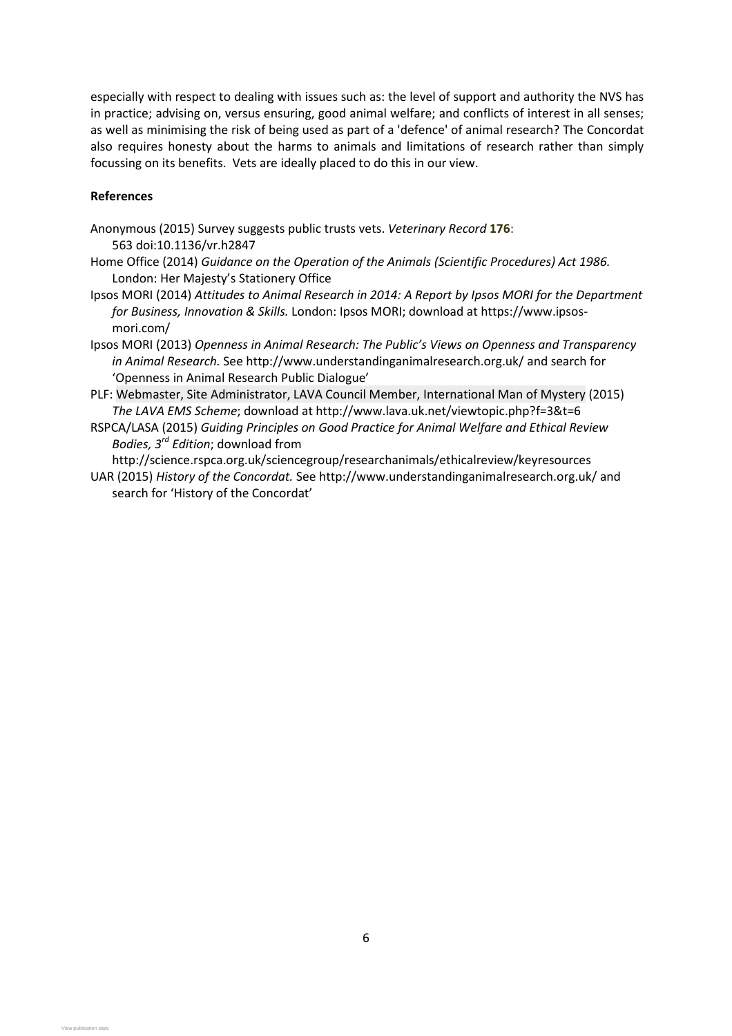especially with respect to dealing with issues such as: the level of support and authority the NVS has in practice; advising on, versus ensuring, good animal welfare; and conflicts of interest in all senses; as well as minimising the risk of being used as part of a 'defence' of animal research? The Concordat also requires honesty about the harms to animals and limitations of research rather than simply focussing on its benefits. Vets are ideally placed to do this in our view.

**References**

Anonymous (2015) Survey suggests public trusts vets. *Veterinary Record* **176**: 563 doi:10.1136/vr.h2847

Home Office (2014) *Guidance on the Operation of the Animals (Scientific Procedures) Act 1986.* London: Her Majesty's Stationery Office

Ipsos MORI (2014) *Attitudes to Animal Research in 2014: A Report by Ipsos MORI for the Department for Business, Innovation & Skills.* London: Ipsos MORI; download at https://www.ipsos-mori.com/

Ipsos MORI (2013) *Openness in Animal Research: The Public's Views on Openness and Transparency in Animal Research.* See http://www.understandinganimalresearch.org.uk/ and search for 'Openness in Animal Research Public Dialogue'

PLF: Webmaster, Site Administrator, LAVA Council Member, International Man of Mystery (2015) *The LAVA EMS Scheme*; download at http://www.lava.uk.net/viewtopic.php?f=3&t=6

RSPCA/LASA (2015) *Guiding Principles on Good Practice for Animal Welfare and Ethical Review Bodies, 3rd Edition*; download from http://science.rspca.org.uk/sciencegroup/researchanimals/ethicalreview/keyresources

UAR (2015) *History of the Concordat.* See http://www.understandinganimalresearch.org.uk/ and search for 'History of the Concordat'